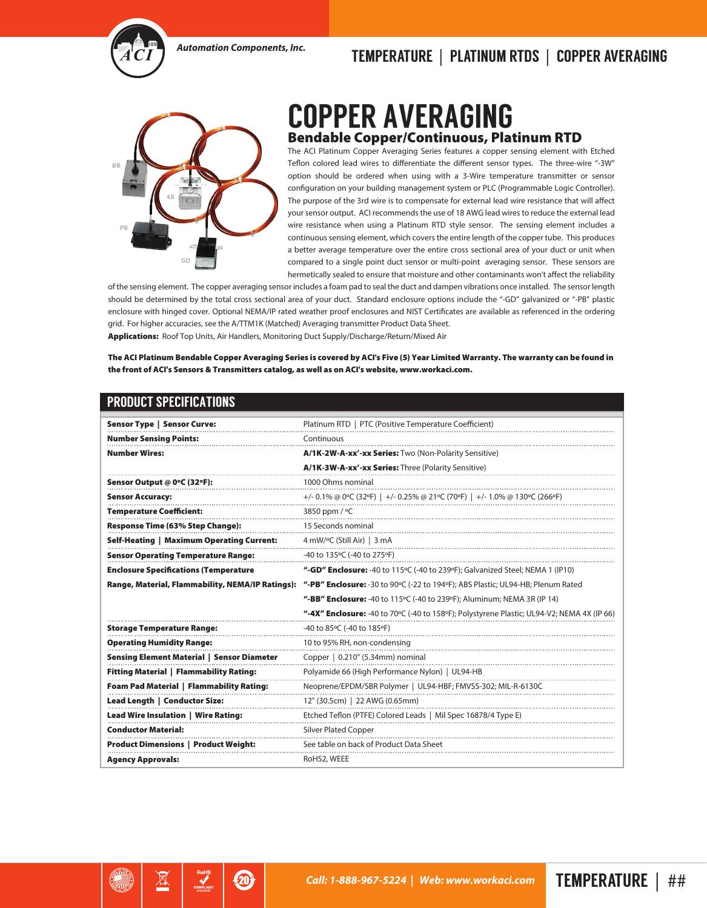# COPPER AVERAGING

## Bendable Copper/Continuous, Platinum RTD

The ACI Platinum Copper Averaging Series features a copper sensing element with Etched Teflon colored lead wires to differentiate the different sensor types. The three-wire "-3W" option should be ordered when using with a 3-Wire temperature transmitter or sensor configuration on your building management system or PLC (Programmable Logic Controller). The purpose of the 3rd wire is to compensate for external lead wire resistance that will affect your sensor output. ACI recommends the use of 18 AWG lead wires to reduce the external lead wire resistance when using a Platinum RTD style sensor. The sensing element includes a continuous sensing element, which covers the entire length of the copper tube. This produces a better average temperature over the entire cross sectional area of your duct or unit when compared to a single point duct sensor or multi-point averaging sensor. These sensors are hermetically sealed to ensure that moisture and other contaminants won't affect the reliability of the sensing element. The copper averaging sensor includes a foam pad to seal the duct and dampen vibrations once installed. The sensor length should be determined by the total cross sectional area of your duct. Standard enclosure options include the "-GD" galvanized or "-PB" plastic enclosure with hinged cover. Optional NEMA/IP rated weather proof enclosures and NIST Certificates are available as referenced in the ordering grid. For higher accuracies, see the A/TTM1K (Matched) Averaging transmitter Product Data Sheet.

**Applications:** Roof Top Units, Air Handlers, Monitoring Duct Supply/Discharge/Return/Mixed Air

**The ACI Platinum Bendable Copper Averaging Series is covered by ACI's Five (5) Year Limited Warranty. The warranty can be found in the front of ACI's Sensors & Transmitters catalog, as well as on ACI's website, www.workaci.com.**

## PRODUCT SPECIFICATIONS

| | |
|---|---|
| **Sensor Type \| Sensor Curve:** | Platinum RTD \| PTC (Positive Temperature Coefficient) |
| **Number Sensing Points:** | Continuous |
| **Number Wires:** | **A/1K-2W-A-xx'-xx Series:** Two (Non-Polarity Sensitive) |
| | **A/1K-3W-A-xx'-xx Series:** Three (Polarity Sensitive) |
| **Sensor Output @ 0ºC (32ºF):** | 1000 Ohms nominal |
| **Sensor Accuracy:** | +/- 0.1% @ 0ºC (32ºF) \| +/- 0.25% @ 21ºC (70ºF) \| +/- 1.0% @ 130ºC (266ºF) |
| **Temperature Coefficient:** | 3850 ppm / ºC |
| **Response Time (63% Step Change):** | 15 Seconds nominal |
| **Self-Heating \| Maximum Operating Current:** | 4 mW/ºC (Still Air) \| 3 mA |
| **Sensor Operating Temperature Range:** | -40 to 135ºC (-40 to 275ºF) |
| **Enclosure Specifications (Temperature Range, Material, Flammability, NEMA/IP Ratings):** | **"-GD" Enclosure:** -40 to 115ºC (-40 to 239ºF); Galvanized Steel; NEMA 1 (IP10) |
| | **"-PB" Enclosure:** -30 to 90ºC (-22 to 194ºF); ABS Plastic; UL94-HB; Plenum Rated |
| | **"-BB" Enclosure:** -40 to 115ºC (-40 to 239ºF); Aluminum; NEMA 3R (IP 14) |
| | **"-4X" Enclosure:** -40 to 70ºC (-40 to 158ºF); Polystyrene Plastic; UL94-V2; NEMA 4X (IP 66) |
| **Storage Temperature Range:** | -40 to 85ºC (-40 to 185ºF) |
| **Operating Humidity Range:** | 10 to 95% RH, non-condensing |
| **Sensing Element Material \| Sensor Diameter** | Copper \| 0.210" (5.34mm) nominal |
| **Fitting Material \| Flammability Rating:** | Polyamide 66 (High Performance Nylon) \| UL94-HB |
| **Foam Pad Material \| Flammability Rating:** | Neoprene/EPDM/SBR Polymer \| UL94-HBF; FMVSS-302; MIL-R-6130C |
| **Lead Length \| Conductor Size:** | 12" (30.5cm) \| 22 AWG (0.65mm) |
| **Lead Wire Insulation \| Wire Rating:** | Etched Teflon (PTFE) Colored Leads \| Mil Spec 16878/4 Type E) |
| **Conductor Material:** | Silver Plated Copper |
| **Product Dimensions \| Product Weight:** | See table on back of Product Data Sheet |
| **Agency Approvals:** | RoHS2, WEEE |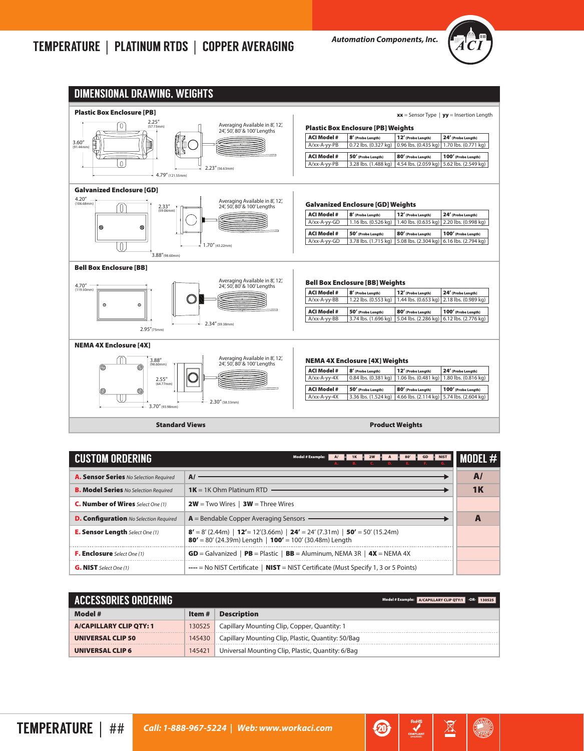# TEMPERATURE | PLATINUM RTDS | COPPER AVERAGING

*Automation Components, Inc.*

## DIMENSIONAL DRAWING, WEIGHTS

**xx** = Sensor Type | **yy** = Insertion Length

### Plastic Box Enclosure [PB]

2.25" (57.15mm)
3.60" (91.44mm)
4.79" (121.55mm)
2.23" (56.63mm)
Averaging Available in 8', 12', 24', 50', 80' & 100' Lengths

**Plastic Box Enclosure [PB] Weights**

| ACI Model # | 8' (Probe Length) | 12' (Probe Length) | 24' (Probe Length) |
|---|---|---|---|
| A/xx-A-yy-PB | 0.72 lbs. (0.327 kg) | 0.96 lbs. (0.435 kg) | 1.70 lbs. (0.771 kg) |

| ACI Model # | 50' (Probe Length) | 80' (Probe Length) | 100' (Probe Length) |
|---|---|---|---|
| A/xx-A-yy-PB | 3.28 lbs. (1.488 kg) | 4.54 lbs. (2.059 kg) | 5.62 lbs. (2.549 kg) |

### Galvanized Enclosure [GD]

4.20" (106.68mm)
2.33" (59.06mm)
3.88" (98.60mm)
1.70" (43.22mm)
Averaging Available in 8', 12', 24', 50', 80' & 100' Lengths

**Galvanized Enclosure [GD] Weights**

| ACI Model # | 8' (Probe Length) | 12' (Probe Length) | 24' (Probe Length) |
|---|---|---|---|
| A/xx-A-yy-GD | 1.16 lbs. (0.526 kg) | 1.40 lbs. (0.635 kg) | 2.20 lbs. (0.998 kg) |

| ACI Model # | 50' (Probe Length) | 80' (Probe Length) | 100' (Probe Length) |
|---|---|---|---|
| A/xx-A-yy-GD | 3.78 lbs. (1.715 kg) | 5.08 lbs. (2.304 kg) | 6.16 lbs. (2.794 kg) |

### Bell Box Enclosure [BB]

4.70" (119.50mm)
2.95" (75mm)
2.34" (59.38mm)
Averaging Available in 8', 12', 24', 50', 80' & 100' Lengths

**Bell Box Enclosure [BB] Weights**

| ACI Model # | 8' (Probe Length) | 12' (Probe Length) | 24' (Probe Length) |
|---|---|---|---|
| A/xx-A-yy-BB | 1.22 lbs. (0.553 kg) | 1.44 lbs. (0.653 kg) | 2.18 lbs. (0.989 kg) |

| ACI Model # | 50' (Probe Length) | 80' (Probe Length) | 100' (Probe Length) |
|---|---|---|---|
| A/xx-A-yy-BB | 3.74 lbs. (1.696 kg) | 5.04 lbs. (2.286 kg) | 6.12 lbs. (2.776 kg) |

### NEMA 4X Enclosure [4X]

3.88" (98.60mm)
2.55" (64.77mm)
3.70" (93.98mm)
2.30" (58.33mm)
Averaging Available in 8', 12', 24', 50', 80' & 100' Lengths

**NEMA 4X Enclosure [4X] Weights**

| ACI Model # | 8' (Probe Length) | 12' (Probe Length) | 24' (Probe Length) |
|---|---|---|---|
| A/xx-A-yy-4X | 0.84 lbs. (0.381 kg) | 1.06 lbs. (0.481 kg) | 1.80 lbs. (0.816 kg) |

| ACI Model # | 50' (Probe Length) | 80' (Probe Length) | 100' (Probe Length) |
|---|---|---|---|
| A/xx-A-yy-4X | 3.36 lbs. (1.524 kg) | 4.66 lbs. (2.114 kg) | 5.74 lbs. (2.604 kg) |

**Standard Views** | **Product Weights**

## CUSTOM ORDERING

Model # Example: A/ (A.) - 1K (B.) - 2W (C.) - A (D.) - 80' (E.) - GD (F.) - NIST (G.)

| | | MODEL # |
|---|---|---|
| **A. Sensor Series** *No Selection Required* | **A/** | **A/** |
| **B. Model Series** *No Selection Required* | **1K** = 1K Ohm Platinum RTD | **1K** |
| **C. Number of Wires** *Select One (1)* | **2W** = Two Wires \| **3W** = Three Wires | |
| **D. Configuration** *No Selection Required* | **A** = Bendable Copper Averaging Sensors | **A** |
| **E. Sensor Length** *Select One (1)* | **8'** = 8' (2.44m) \| **12'**= 12'(3.66m) \| **24'** = 24' (7.31m) \| **50'** = 50' (15.24m) **80'** = 80' (24.39m) Length \| **100'** = 100' (30.48m) Length | |
| **F. Enclosure** *Select One (1)* | **GD** = Galvanized \| **PB** = Plastic \| **BB** = Aluminum, NEMA 3R \| **4X** = NEMA 4X | |
| **G. NIST** *Select One (1)* | **----** = No NIST Certificate \| **NIST** = NIST Certificate (Must Specify 1, 3 or 5 Points) | |

## ACCESSORIES ORDERING

Model # Example: A/CAPILLARY CLIP QTY:1 -OR- 130525

| Model # | Item # | Description |
|---|---|---|
| **A/CAPILLARY CLIP QTY: 1** | 130525 | Capillary Mounting Clip, Copper, Quantity: 1 |
| **UNIVERSAL CLIP 50** | 145430 | Capillary Mounting Clip, Plastic, Quantity: 50/Bag |
| **UNIVERSAL CLIP 6** | 145421 | Universal Mounting Clip, Plastic, Quantity: 6/Bag |

*Call: 1-888-967-5224 | Web: www.workaci.com*